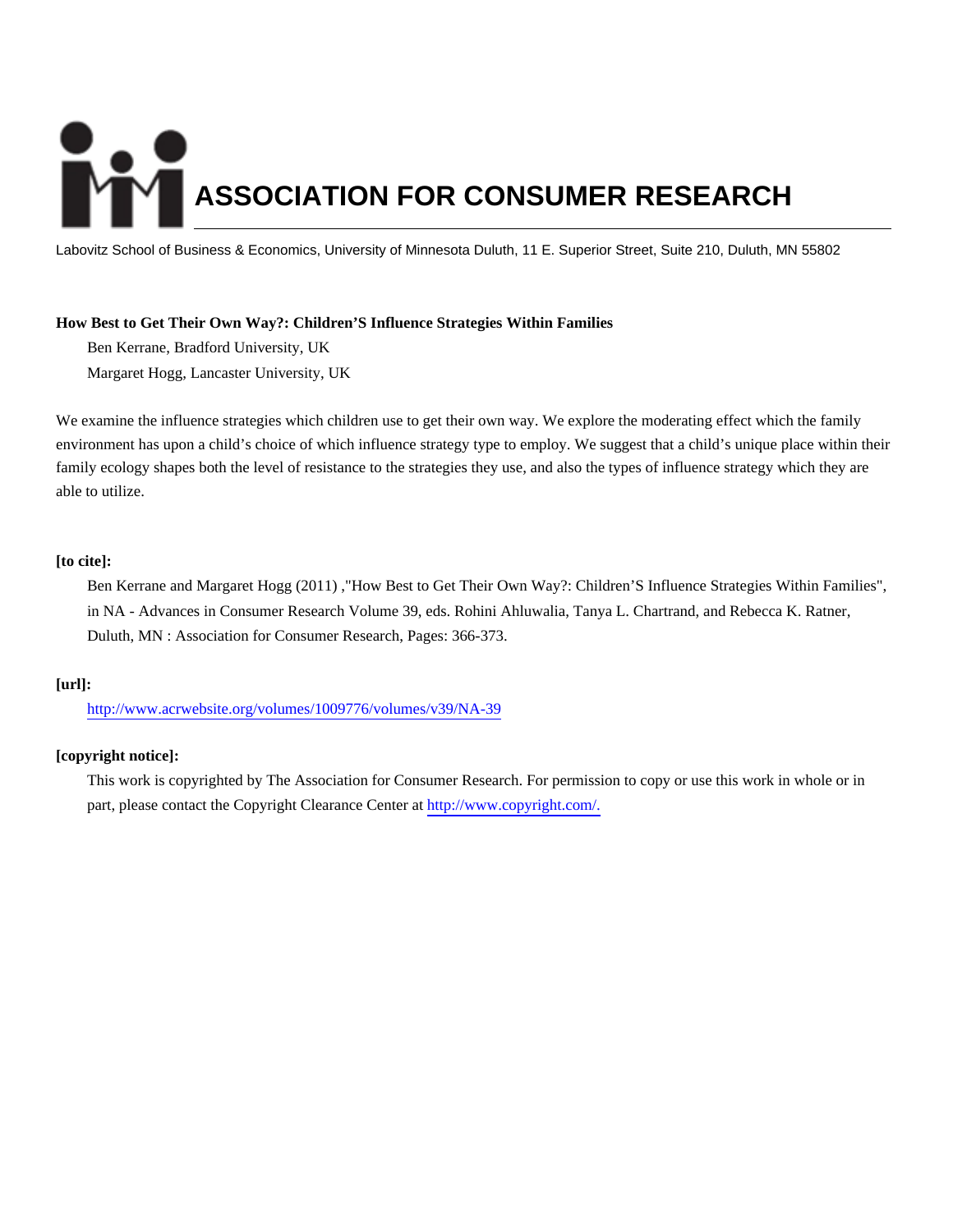# ASSOCIATION FOR CONSUMER RESEARCH

Labovitz School of Business & Economics, University of Minnesota Duluth, 11 E. Superior Street, Suite 210, Duluth, MN 55802

**How Best to Get Their Own Way?: Children'S Influence Strategies Within Families**

Ben Kerrane, Bradford University, UK

Margaret Hogg, Lancaster University, UK

We examine the influence strategies which children use to get their own way. We explore the moderating effect which the family environment has upon a child's choice of which influence strategy type to employ. We suggest that a child's unique place within their family ecology shapes both the level of resistance to the strategies they use, and also the types of influence strategy which they are able to utilize.

**[to cite]:**

Ben Kerrane and Margaret Hogg (2011) ,"How Best to Get Their Own Way?: Children'S Influence Strategies Within Families", in NA - Advances in Consumer Research Volume 39, eds. Rohini Ahluwalia, Tanya L. Chartrand, and Rebecca K. Ratner, Duluth, MN : Association for Consumer Research, Pages: 366-373.

**[url]:**

http://www.acrwebsite.org/volumes/1009776/volumes/v39/NA-39

**[copyright notice]:**

This work is copyrighted by The Association for Consumer Research. For permission to copy or use this work in whole or in part, please contact the Copyright Clearance Center at http://www.copyright.com/.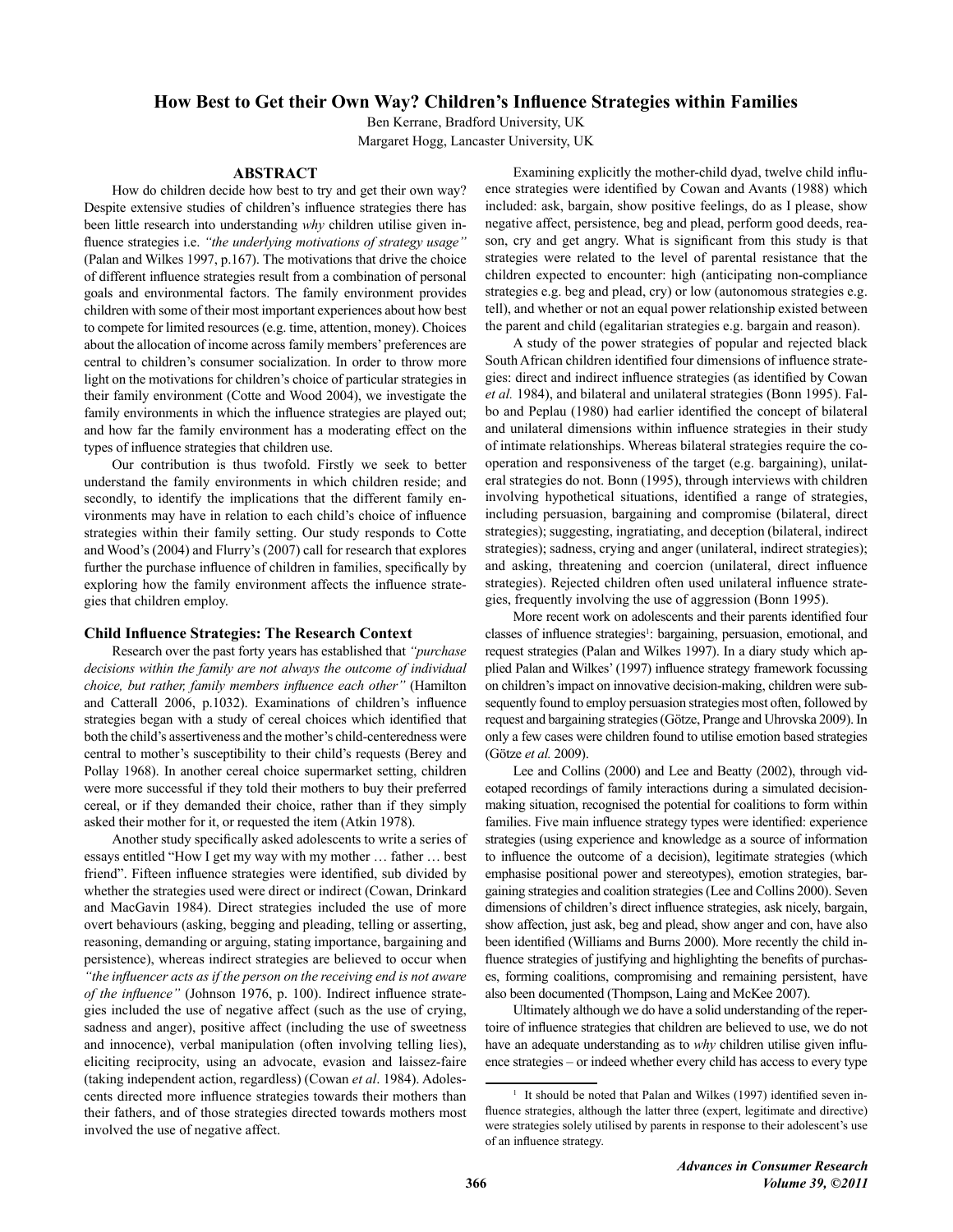# How Best to Get their Own Way? Children's Influence Strategies within Families

Ben Kerrane, Bradford University, UK

Margaret Hogg, Lancaster University, UK

## ABSTRACT

How do children decide how best to try and get their own way? Despite extensive studies of children's influence strategies there has been little research into understanding *why* children utilise given influence strategies i.e. *"the underlying motivations of strategy usage"* (Palan and Wilkes 1997, p.167). The motivations that drive the choice of different influence strategies result from a combination of personal goals and environmental factors. The family environment provides children with some of their most important experiences about how best to compete for limited resources (e.g. time, attention, money). Choices about the allocation of income across family members' preferences are central to children's consumer socialization. In order to throw more light on the motivations for children's choice of particular strategies in their family environment (Cotte and Wood 2004), we investigate the family environments in which the influence strategies are played out; and how far the family environment has a moderating effect on the types of influence strategies that children use.

Our contribution is thus twofold. Firstly we seek to better understand the family environments in which children reside; and secondly, to identify the implications that the different family environments may have in relation to each child's choice of influence strategies within their family setting. Our study responds to Cotte and Wood's (2004) and Flurry's (2007) call for research that explores further the purchase influence of children in families, specifically by exploring how the family environment affects the influence strategies that children employ.

## Child Influence Strategies: The Research Context

Research over the past forty years has established that *"purchase decisions within the family are not always the outcome of individual choice, but rather, family members influence each other"* (Hamilton and Catterall 2006, p.1032). Examinations of children's influence strategies began with a study of cereal choices which identified that both the child's assertiveness and the mother's child-centeredness were central to mother's susceptibility to their child's requests (Berey and Pollay 1968). In another cereal choice supermarket setting, children were more successful if they told their mothers to buy their preferred cereal, or if they demanded their choice, rather than if they simply asked their mother for it, or requested the item (Atkin 1978).

Another study specifically asked adolescents to write a series of essays entitled "How I get my way with my mother … father … best friend". Fifteen influence strategies were identified, sub divided by whether the strategies used were direct or indirect (Cowan, Drinkard and MacGavin 1984). Direct strategies included the use of more overt behaviours (asking, begging and pleading, telling or asserting, reasoning, demanding or arguing, stating importance, bargaining and persistence), whereas indirect strategies are believed to occur when *"the influencer acts as if the person on the receiving end is not aware of the influence"* (Johnson 1976, p. 100). Indirect influence strategies included the use of negative affect (such as the use of crying, sadness and anger), positive affect (including the use of sweetness and innocence), verbal manipulation (often involving telling lies), eliciting reciprocity, using an advocate, evasion and laissez-faire (taking independent action, regardless) (Cowan *et al*. 1984). Adolescents directed more influence strategies towards their mothers than their fathers, and of those strategies directed towards mothers most involved the use of negative affect.

Examining explicitly the mother-child dyad, twelve child influence strategies were identified by Cowan and Avants (1988) which included: ask, bargain, show positive feelings, do as I please, show negative affect, persistence, beg and plead, perform good deeds, reason, cry and get angry. What is significant from this study is that strategies were related to the level of parental resistance that the children expected to encounter: high (anticipating non-compliance strategies e.g. beg and plead, cry) or low (autonomous strategies e.g. tell), and whether or not an equal power relationship existed between the parent and child (egalitarian strategies e.g. bargain and reason).

A study of the power strategies of popular and rejected black South African children identified four dimensions of influence strategies: direct and indirect influence strategies (as identified by Cowan *et al.* 1984), and bilateral and unilateral strategies (Bonn 1995). Falbo and Peplau (1980) had earlier identified the concept of bilateral and unilateral dimensions within influence strategies in their study of intimate relationships. Whereas bilateral strategies require the cooperation and responsiveness of the target (e.g. bargaining), unilateral strategies do not. Bonn (1995), through interviews with children involving hypothetical situations, identified a range of strategies, including persuasion, bargaining and compromise (bilateral, direct strategies); suggesting, ingratiating, and deception (bilateral, indirect strategies); sadness, crying and anger (unilateral, indirect strategies); and asking, threatening and coercion (unilateral, direct influence strategies). Rejected children often used unilateral influence strategies, frequently involving the use of aggression (Bonn 1995).

More recent work on adolescents and their parents identified four classes of influence strategies[1]: bargaining, persuasion, emotional, and request strategies (Palan and Wilkes 1997). In a diary study which applied Palan and Wilkes' (1997) influence strategy framework focussing on children's impact on innovative decision-making, children were subsequently found to employ persuasion strategies most often, followed by request and bargaining strategies (Götze, Prange and Uhrovska 2009). In only a few cases were children found to utilise emotion based strategies (Götze *et al.* 2009).

Lee and Collins (2000) and Lee and Beatty (2002), through videotaped recordings of family interactions during a simulated decision-making situation, recognised the potential for coalitions to form within families. Five main influence strategy types were identified: experience strategies (using experience and knowledge as a source of information to influence the outcome of a decision), legitimate strategies (which emphasise positional power and stereotypes), emotion strategies, bargaining strategies and coalition strategies (Lee and Collins 2000). Seven dimensions of children's direct influence strategies, ask nicely, bargain, show affection, just ask, beg and plead, show anger and con, have also been identified (Williams and Burns 2000). More recently the child influence strategies of justifying and highlighting the benefits of purchases, forming coalitions, compromising and remaining persistent, have also been documented (Thompson, Laing and McKee 2007).

Ultimately although we do have a solid understanding of the repertoire of influence strategies that children are believed to use, we do not have an adequate understanding as to *why* children utilise given influence strategies – or indeed whether every child has access to every type

[1] It should be noted that Palan and Wilkes (1997) identified seven influence strategies, although the latter three (expert, legitimate and directive) were strategies solely utilised by parents in response to their adolescent's use of an influence strategy.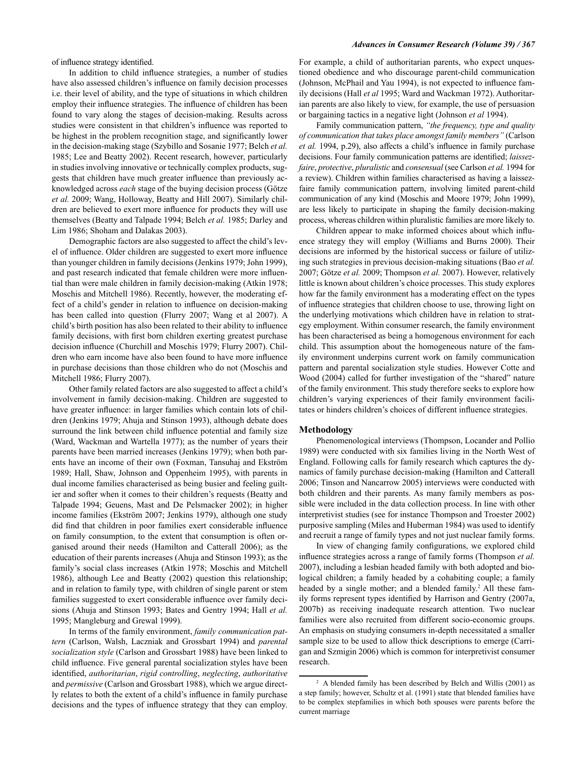of influence strategy identified.

In addition to child influence strategies, a number of studies have also assessed children's influence on family decision processes i.e. their level of ability, and the type of situations in which children employ their influence strategies. The influence of children has been found to vary along the stages of decision-making. Results across studies were consistent in that children's influence was reported to be highest in the problem recognition stage, and significantly lower in the decision-making stage (Szybillo and Sosanie 1977; Belch *et al.* 1985; Lee and Beatty 2002). Recent research, however, particularly in studies involving innovative or technically complex products, suggests that children have much greater influence than previously acknowledged across *each* stage of the buying decision process (Götze *et al.* 2009; Wang, Holloway, Beatty and Hill 2007). Similarly children are believed to exert more influence for products they will use themselves (Beatty and Talpade 1994; Belch *et al.* 1985; Darley and Lim 1986; Shoham and Dalakas 2003).

Demographic factors are also suggested to affect the child's level of influence. Older children are suggested to exert more influence than younger children in family decisions (Jenkins 1979; John 1999), and past research indicated that female children were more influential than were male children in family decision-making (Atkin 1978; Moschis and Mitchell 1986). Recently, however, the moderating effect of a child's gender in relation to influence on decision-making has been called into question (Flurry 2007; Wang et al 2007). A child's birth position has also been related to their ability to influence family decisions, with first born children exerting greatest purchase decision influence (Churchill and Moschis 1979; Flurry 2007). Children who earn income have also been found to have more influence in purchase decisions than those children who do not (Moschis and Mitchell 1986; Flurry 2007).

Other family related factors are also suggested to affect a child's involvement in family decision-making. Children are suggested to have greater influence: in larger families which contain lots of children (Jenkins 1979; Ahuja and Stinson 1993), although debate does surround the link between child influence potential and family size (Ward, Wackman and Wartella 1977); as the number of years their parents have been married increases (Jenkins 1979); when both parents have an income of their own (Foxman, Tansuhaj and Ekström 1989; Hall, Shaw, Johnson and Oppenheim 1995), with parents in dual income families characterised as being busier and feeling guiltier and softer when it comes to their children's requests (Beatty and Talpade 1994; Geuens, Mast and De Pelsmacker 2002); in higher income families (Ekström 2007; Jenkins 1979), although one study did find that children in poor families exert considerable influence on family consumption, to the extent that consumption is often organised around their needs (Hamilton and Catterall 2006); as the education of their parents increases (Ahuja and Stinson 1993); as the family's social class increases (Atkin 1978; Moschis and Mitchell 1986), although Lee and Beatty (2002) question this relationship; and in relation to family type, with children of single parent or stem families suggested to exert considerable influence over family decisions (Ahuja and Stinson 1993; Bates and Gentry 1994; Hall *et al.* 1995; Mangleburg and Grewal 1999).

In terms of the family environment, *family communication pattern* (Carlson, Walsh, Laczniak and Grossbart 1994) and *parental socialization style* (Carlson and Grossbart 1988) have been linked to child influence. Five general parental socialization styles have been identified, *authoritarian*, *rigid controlling*, *neglecting*, *authoritative* and *permissive* (Carlson and Grossbart 1988), which we argue directly relates to both the extent of a child's influence in family purchase decisions and the types of influence strategy that they can employ. For example, a child of authoritarian parents, who expect unquestioned obedience and who discourage parent-child communication (Johnson, McPhail and Yau 1994), is not expected to influence family decisions (Hall *et al* 1995; Ward and Wackman 1972). Authoritarian parents are also likely to view, for example, the use of persuasion or bargaining tactics in a negative light (Johnson *et al* 1994).

Family communication pattern, *"the frequency, type and quality of communication that takes place amongst family members"* (Carlson *et al.* 1994, p.29), also affects a child's influence in family purchase decisions. Four family communication patterns are identified; *laissez-faire*, *protective*, *pluralistic* and *consensual* (see Carlson *et al.* 1994 for a review). Children within families characterised as having a laissez-faire family communication pattern, involving limited parent-child communication of any kind (Moschis and Moore 1979; John 1999), are less likely to participate in shaping the family decision-making process, whereas children within pluralistic families are more likely to.

Children appear to make informed choices about which influence strategy they will employ (Williams and Burns 2000). Their decisions are informed by the historical success or failure of utilizing such strategies in previous decision-making situations (Bao *et al.* 2007; Götze *et al.* 2009; Thompson *et al.* 2007). However, relatively little is known about children's choice processes. This study explores how far the family environment has a moderating effect on the types of influence strategies that children choose to use, throwing light on the underlying motivations which children have in relation to strategy employment. Within consumer research, the family environment has been characterised as being a homogenous environment for each child. This assumption about the homogeneous nature of the family environment underpins current work on family communication pattern and parental socialization style studies. However Cotte and Wood (2004) called for further investigation of the "shared" nature of the family environment. This study therefore seeks to explore how children's varying experiences of their family environment facilitates or hinders children's choices of different influence strategies.

## Methodology

Phenomenological interviews (Thompson, Locander and Pollio 1989) were conducted with six families living in the North West of England. Following calls for family research which captures the dynamics of family purchase decision-making (Hamilton and Catterall 2006; Tinson and Nancarrow 2005) interviews were conducted with both children and their parents. As many family members as possible were included in the data collection process. In line with other interpretivist studies (see for instance Thompson and Troester 2002) purposive sampling (Miles and Huberman 1984) was used to identify and recruit a range of family types and not just nuclear family forms.

In view of changing family configurations, we explored child influence strategies across a range of family forms (Thompson *et al.* 2007), including a lesbian headed family with both adopted and biological children; a family headed by a cohabiting couple; a family headed by a single mother; and a blended family.[2] All these family forms represent types identified by Harrison and Gentry (2007a, 2007b) as receiving inadequate research attention. Two nuclear families were also recruited from different socio-economic groups. An emphasis on studying consumers in-depth necessitated a smaller sample size to be used to allow thick descriptions to emerge (Carrigan and Szmigin 2006) which is common for interpretivist consumer research.

[2] A blended family has been described by Belch and Willis (2001) as a step family; however, Schultz et al. (1991) state that blended families have to be complex stepfamilies in which both spouses were parents before the current marriage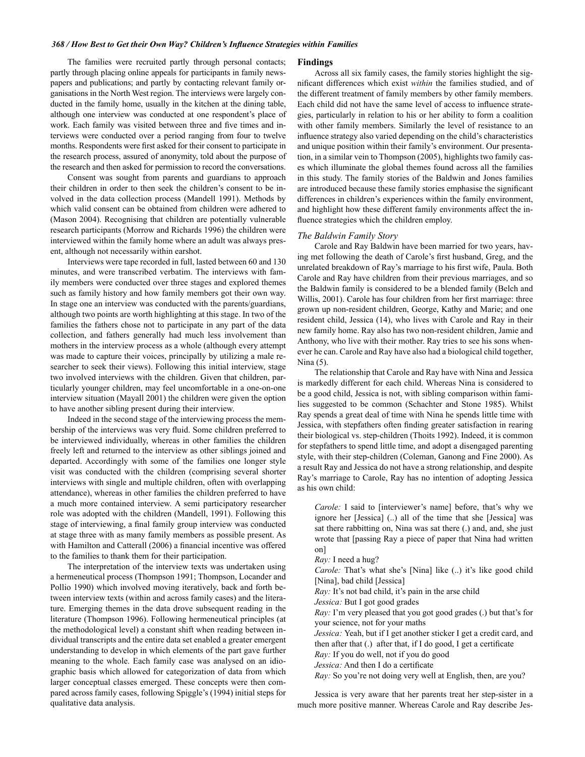The families were recruited partly through personal contacts; partly through placing online appeals for participants in family newspapers and publications; and partly by contacting relevant family organisations in the North West region. The interviews were largely conducted in the family home, usually in the kitchen at the dining table, although one interview was conducted at one respondent's place of work. Each family was visited between three and five times and interviews were conducted over a period ranging from four to twelve months. Respondents were first asked for their consent to participate in the research process, assured of anonymity, told about the purpose of the research and then asked for permission to record the conversations.

Consent was sought from parents and guardians to approach their children in order to then seek the children's consent to be involved in the data collection process (Mandell 1991). Methods by which valid consent can be obtained from children were adhered to (Mason 2004). Recognising that children are potentially vulnerable research participants (Morrow and Richards 1996) the children were interviewed within the family home where an adult was always present, although not necessarily within earshot.

Interviews were tape recorded in full, lasted between 60 and 130 minutes, and were transcribed verbatim. The interviews with family members were conducted over three stages and explored themes such as family history and how family members got their own way. In stage one an interview was conducted with the parents/guardians, although two points are worth highlighting at this stage. In two of the families the fathers chose not to participate in any part of the data collection, and fathers generally had much less involvement than mothers in the interview process as a whole (although every attempt was made to capture their voices, principally by utilizing a male researcher to seek their views). Following this initial interview, stage two involved interviews with the children. Given that children, particularly younger children, may feel uncomfortable in a one-on-one interview situation (Mayall 2001) the children were given the option to have another sibling present during their interview.

Indeed in the second stage of the interviewing process the membership of the interviews was very fluid. Some children preferred to be interviewed individually, whereas in other families the children freely left and returned to the interview as other siblings joined and departed. Accordingly with some of the families one longer style visit was conducted with the children (comprising several shorter interviews with single and multiple children, often with overlapping attendance), whereas in other families the children preferred to have a much more contained interview. A semi participatory researcher role was adopted with the children (Mandell, 1991). Following this stage of interviewing, a final family group interview was conducted at stage three with as many family members as possible present. As with Hamilton and Catterall (2006) a financial incentive was offered to the families to thank them for their participation.

The interpretation of the interview texts was undertaken using a hermeneutical process (Thompson 1991; Thompson, Locander and Pollio 1990) which involved moving iteratively, back and forth between interview texts (within and across family cases) and the literature. Emerging themes in the data drove subsequent reading in the literature (Thompson 1996). Following hermeneutical principles (at the methodological level) a constant shift when reading between individual transcripts and the entire data set enabled a greater emergent understanding to develop in which elements of the part gave further meaning to the whole. Each family case was analysed on an idiographic basis which allowed for categorization of data from which larger conceptual classes emerged. These concepts were then compared across family cases, following Spiggle's (1994) initial steps for qualitative data analysis.

## Findings

Across all six family cases, the family stories highlight the significant differences which exist *within* the families studied, and of the different treatment of family members by other family members. Each child did not have the same level of access to influence strategies, particularly in relation to his or her ability to form a coalition with other family members. Similarly the level of resistance to an influence strategy also varied depending on the child's characteristics and unique position within their family's environment. Our presentation, in a similar vein to Thompson (2005), highlights two family cases which illuminate the global themes found across all the families in this study. The family stories of the Baldwin and Jones families are introduced because these family stories emphasise the significant differences in children's experiences within the family environment, and highlight how these different family environments affect the influence strategies which the children employ.

### *The Baldwin Family Story*

Carole and Ray Baldwin have been married for two years, having met following the death of Carole's first husband, Greg, and the unrelated breakdown of Ray's marriage to his first wife, Paula. Both Carole and Ray have children from their previous marriages, and so the Baldwin family is considered to be a blended family (Belch and Willis, 2001). Carole has four children from her first marriage: three grown up non-resident children, George, Kathy and Marie; and one resident child, Jessica (14), who lives with Carole and Ray in their new family home. Ray also has two non-resident children, Jamie and Anthony, who live with their mother. Ray tries to see his sons whenever he can. Carole and Ray have also had a biological child together, Nina (5).

The relationship that Carole and Ray have with Nina and Jessica is markedly different for each child. Whereas Nina is considered to be a good child, Jessica is not, with sibling comparison within families suggested to be common (Schachter and Stone 1985). Whilst Ray spends a great deal of time with Nina he spends little time with Jessica, with stepfathers often finding greater satisfaction in rearing their biological vs. step-children (Thoits 1992). Indeed, it is common for stepfathers to spend little time, and adopt a disengaged parenting style, with their step-children (Coleman, Ganong and Fine 2000). As a result Ray and Jessica do not have a strong relationship, and despite Ray's marriage to Carole, Ray has no intention of adopting Jessica as his own child:

> *Carole:* I said to [interviewer's name] before, that's why we ignore her [Jessica] (..) all of the time that she [Jessica] was sat there rabbitting on, Nina was sat there (.) and, and, she just wrote that [passing Ray a piece of paper that Nina had written on]
>
> *Ray:* I need a hug?
>
> *Carole:* That's what she's [Nina] like (..) it's like good child [Nina], bad child [Jessica]
>
> *Ray:* It's not bad child, it's pain in the arse child
>
> *Jessica:* But I got good grades
>
> *Ray:* I'm very pleased that you got good grades (.) but that's for your science, not for your maths
>
> *Jessica:* Yeah, but if I get another sticker I get a credit card, and then after that (.) after that, if I do good, I get a certificate
>
> *Ray:* If you do well, not if you do good
>
> *Jessica:* And then I do a certificate
>
> *Ray:* So you're not doing very well at English, then, are you?

Jessica is very aware that her parents treat her step-sister in a much more positive manner. Whereas Carole and Ray describe Jes-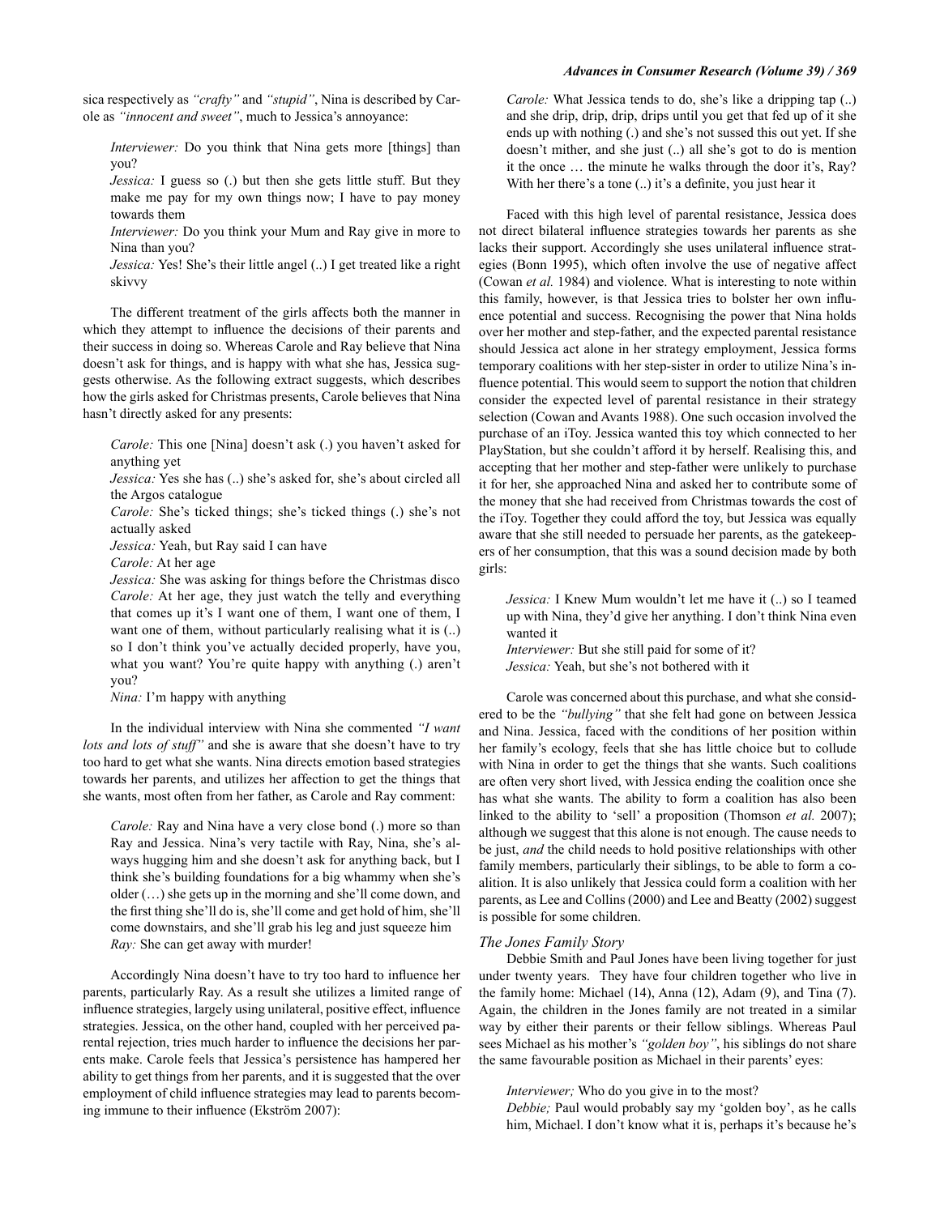sica respectively as *"crafty"* and *"stupid"*, Nina is described by Carole as *"innocent and sweet"*, much to Jessica's annoyance:

> *Interviewer:* Do you think that Nina gets more [things] than you?
> *Jessica:* I guess so (.) but then she gets little stuff. But they make me pay for my own things now; I have to pay money towards them
> *Interviewer:* Do you think your Mum and Ray give in more to Nina than you?
> *Jessica:* Yes! She's their little angel (..) I get treated like a right skivvy

The different treatment of the girls affects both the manner in which they attempt to influence the decisions of their parents and their success in doing so. Whereas Carole and Ray believe that Nina doesn't ask for things, and is happy with what she has, Jessica suggests otherwise. As the following extract suggests, which describes how the girls asked for Christmas presents, Carole believes that Nina hasn't directly asked for any presents:

> *Carole:* This one [Nina] doesn't ask (.) you haven't asked for anything yet
> *Jessica:* Yes she has (..) she's asked for, she's about circled all the Argos catalogue
> *Carole:* She's ticked things; she's ticked things (.) she's not actually asked
> *Jessica:* Yeah, but Ray said I can have
> *Carole:* At her age
> *Jessica:* She was asking for things before the Christmas disco
> *Carole:* At her age, they just watch the telly and everything that comes up it's I want one of them, I want one of them, I want one of them, without particularly realising what it is (..) so I don't think you've actually decided properly, have you, what you want? You're quite happy with anything (.) aren't you?
> *Nina:* I'm happy with anything

In the individual interview with Nina she commented *"I want lots and lots of stuff"* and she is aware that she doesn't have to try too hard to get what she wants. Nina directs emotion based strategies towards her parents, and utilizes her affection to get the things that she wants, most often from her father, as Carole and Ray comment:

> *Carole:* Ray and Nina have a very close bond (.) more so than Ray and Jessica. Nina's very tactile with Ray, Nina, she's always hugging him and she doesn't ask for anything back, but I think she's building foundations for a big whammy when she's older (…) she gets up in the morning and she'll come down, and the first thing she'll do is, she'll come and get hold of him, she'll come downstairs, and she'll grab his leg and just squeeze him
> *Ray:* She can get away with murder!

Accordingly Nina doesn't have to try too hard to influence her parents, particularly Ray. As a result she utilizes a limited range of influence strategies, largely using unilateral, positive effect, influence strategies. Jessica, on the other hand, coupled with her perceived parental rejection, tries much harder to influence the decisions her parents make. Carole feels that Jessica's persistence has hampered her ability to get things from her parents, and it is suggested that the over employment of child influence strategies may lead to parents becoming immune to their influence (Ekström 2007):

> *Carole:* What Jessica tends to do, she's like a dripping tap (..) and she drip, drip, drip, drips until you get that fed up of it she ends up with nothing (.) and she's not sussed this out yet. If she doesn't mither, and she just (..) all she's got to do is mention it the once … the minute he walks through the door it's, Ray? With her there's a tone (..) it's a definite, you just hear it

Faced with this high level of parental resistance, Jessica does not direct bilateral influence strategies towards her parents as she lacks their support. Accordingly she uses unilateral influence strategies (Bonn 1995), which often involve the use of negative affect (Cowan *et al.* 1984) and violence. What is interesting to note within this family, however, is that Jessica tries to bolster her own influence potential and success. Recognising the power that Nina holds over her mother and step-father, and the expected parental resistance should Jessica act alone in her strategy employment, Jessica forms temporary coalitions with her step-sister in order to utilize Nina's influence potential. This would seem to support the notion that children consider the expected level of parental resistance in their strategy selection (Cowan and Avants 1988). One such occasion involved the purchase of an iToy. Jessica wanted this toy which connected to her PlayStation, but she couldn't afford it by herself. Realising this, and accepting that her mother and step-father were unlikely to purchase it for her, she approached Nina and asked her to contribute some of the money that she had received from Christmas towards the cost of the iToy. Together they could afford the toy, but Jessica was equally aware that she still needed to persuade her parents, as the gatekeepers of her consumption, that this was a sound decision made by both girls:

> *Jessica:* I Knew Mum wouldn't let me have it (..) so I teamed up with Nina, they'd give her anything. I don't think Nina even wanted it
> *Interviewer:* But she still paid for some of it?
> *Jessica:* Yeah, but she's not bothered with it

Carole was concerned about this purchase, and what she considered to be the *"bullying"* that she felt had gone on between Jessica and Nina. Jessica, faced with the conditions of her position within her family's ecology, feels that she has little choice but to collude with Nina in order to get the things that she wants. Such coalitions are often very short lived, with Jessica ending the coalition once she has what she wants. The ability to form a coalition has also been linked to the ability to 'sell' a proposition (Thomson *et al.* 2007); although we suggest that this alone is not enough. The cause needs to be just, *and* the child needs to hold positive relationships with other family members, particularly their siblings, to be able to form a coalition. It is also unlikely that Jessica could form a coalition with her parents, as Lee and Collins (2000) and Lee and Beatty (2002) suggest is possible for some children.

### *The Jones Family Story*

Debbie Smith and Paul Jones have been living together for just under twenty years. They have four children together who live in the family home: Michael (14), Anna (12), Adam (9), and Tina (7). Again, the children in the Jones family are not treated in a similar way by either their parents or their fellow siblings. Whereas Paul sees Michael as his mother's *"golden boy"*, his siblings do not share the same favourable position as Michael in their parents' eyes:

> *Interviewer;* Who do you give in to the most?
> *Debbie;* Paul would probably say my 'golden boy', as he calls him, Michael. I don't know what it is, perhaps it's because he's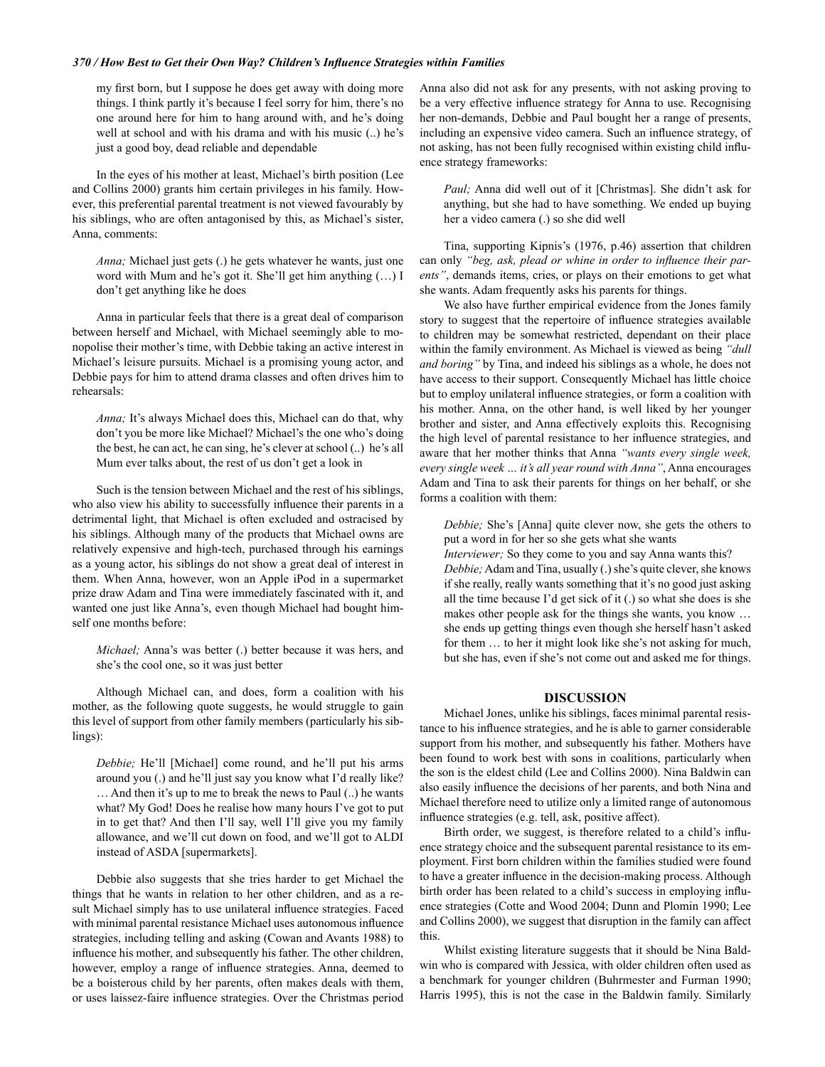my first born, but I suppose he does get away with doing more things. I think partly it's because I feel sorry for him, there's no one around here for him to hang around with, and he's doing well at school and with his drama and with his music (..) he's just a good boy, dead reliable and dependable

In the eyes of his mother at least, Michael's birth position (Lee and Collins 2000) grants him certain privileges in his family. However, this preferential parental treatment is not viewed favourably by his siblings, who are often antagonised by this, as Michael's sister, Anna, comments:

> *Anna;* Michael just gets (.) he gets whatever he wants, just one word with Mum and he's got it. She'll get him anything (…) I don't get anything like he does

Anna in particular feels that there is a great deal of comparison between herself and Michael, with Michael seemingly able to monopolise their mother's time, with Debbie taking an active interest in Michael's leisure pursuits. Michael is a promising young actor, and Debbie pays for him to attend drama classes and often drives him to rehearsals:

> *Anna;* It's always Michael does this, Michael can do that, why don't you be more like Michael? Michael's the one who's doing the best, he can act, he can sing, he's clever at school (..) he's all Mum ever talks about, the rest of us don't get a look in

Such is the tension between Michael and the rest of his siblings, who also view his ability to successfully influence their parents in a detrimental light, that Michael is often excluded and ostracised by his siblings. Although many of the products that Michael owns are relatively expensive and high-tech, purchased through his earnings as a young actor, his siblings do not show a great deal of interest in them. When Anna, however, won an Apple iPod in a supermarket prize draw Adam and Tina were immediately fascinated with it, and wanted one just like Anna's, even though Michael had bought himself one months before:

> *Michael;* Anna's was better (.) better because it was hers, and she's the cool one, so it was just better

Although Michael can, and does, form a coalition with his mother, as the following quote suggests, he would struggle to gain this level of support from other family members (particularly his siblings):

> *Debbie;* He'll [Michael] come round, and he'll put his arms around you (.) and he'll just say you know what I'd really like? … And then it's up to me to break the news to Paul (..) he wants what? My God! Does he realise how many hours I've got to put in to get that? And then I'll say, well I'll give you my family allowance, and we'll cut down on food, and we'll got to ALDI instead of ASDA [supermarkets].

Debbie also suggests that she tries harder to get Michael the things that he wants in relation to her other children, and as a result Michael simply has to use unilateral influence strategies. Faced with minimal parental resistance Michael uses autonomous influence strategies, including telling and asking (Cowan and Avants 1988) to influence his mother, and subsequently his father. The other children, however, employ a range of influence strategies. Anna, deemed to be a boisterous child by her parents, often makes deals with them, or uses laissez-faire influence strategies. Over the Christmas period Anna also did not ask for any presents, with not asking proving to be a very effective influence strategy for Anna to use. Recognising her non-demands, Debbie and Paul bought her a range of presents, including an expensive video camera. Such an influence strategy, of not asking, has not been fully recognised within existing child influence strategy frameworks:

> *Paul;* Anna did well out of it [Christmas]. She didn't ask for anything, but she had to have something. We ended up buying her a video camera (.) so she did well

Tina, supporting Kipnis's (1976, p.46) assertion that children can only *"beg, ask, plead or whine in order to influence their parents"*, demands items, cries, or plays on their emotions to get what she wants. Adam frequently asks his parents for things.

We also have further empirical evidence from the Jones family story to suggest that the repertoire of influence strategies available to children may be somewhat restricted, dependant on their place within the family environment. As Michael is viewed as being *"dull and boring"* by Tina, and indeed his siblings as a whole, he does not have access to their support. Consequently Michael has little choice but to employ unilateral influence strategies, or form a coalition with his mother. Anna, on the other hand, is well liked by her younger brother and sister, and Anna effectively exploits this. Recognising the high level of parental resistance to her influence strategies, and aware that her mother thinks that Anna *"wants every single week, every single week … it's all year round with Anna"*, Anna encourages Adam and Tina to ask their parents for things on her behalf, or she forms a coalition with them:

> *Debbie;* She's [Anna] quite clever now, she gets the others to put a word in for her so she gets what she wants
> *Interviewer;* So they come to you and say Anna wants this?
> *Debbie;* Adam and Tina, usually (.) she's quite clever, she knows if she really, really wants something that it's no good just asking all the time because I'd get sick of it (.) so what she does is she makes other people ask for the things she wants, you know … she ends up getting things even though she herself hasn't asked for them … to her it might look like she's not asking for much, but she has, even if she's not come out and asked me for things.

## DISCUSSION

Michael Jones, unlike his siblings, faces minimal parental resistance to his influence strategies, and he is able to garner considerable support from his mother, and subsequently his father. Mothers have been found to work best with sons in coalitions, particularly when the son is the eldest child (Lee and Collins 2000). Nina Baldwin can also easily influence the decisions of her parents, and both Nina and Michael therefore need to utilize only a limited range of autonomous influence strategies (e.g. tell, ask, positive affect).

Birth order, we suggest, is therefore related to a child's influence strategy choice and the subsequent parental resistance to its employment. First born children within the families studied were found to have a greater influence in the decision-making process. Although birth order has been related to a child's success in employing influence strategies (Cotte and Wood 2004; Dunn and Plomin 1990; Lee and Collins 2000), we suggest that disruption in the family can affect this.

Whilst existing literature suggests that it should be Nina Baldwin who is compared with Jessica, with older children often used as a benchmark for younger children (Buhrmester and Furman 1990; Harris 1995), this is not the case in the Baldwin family. Similarly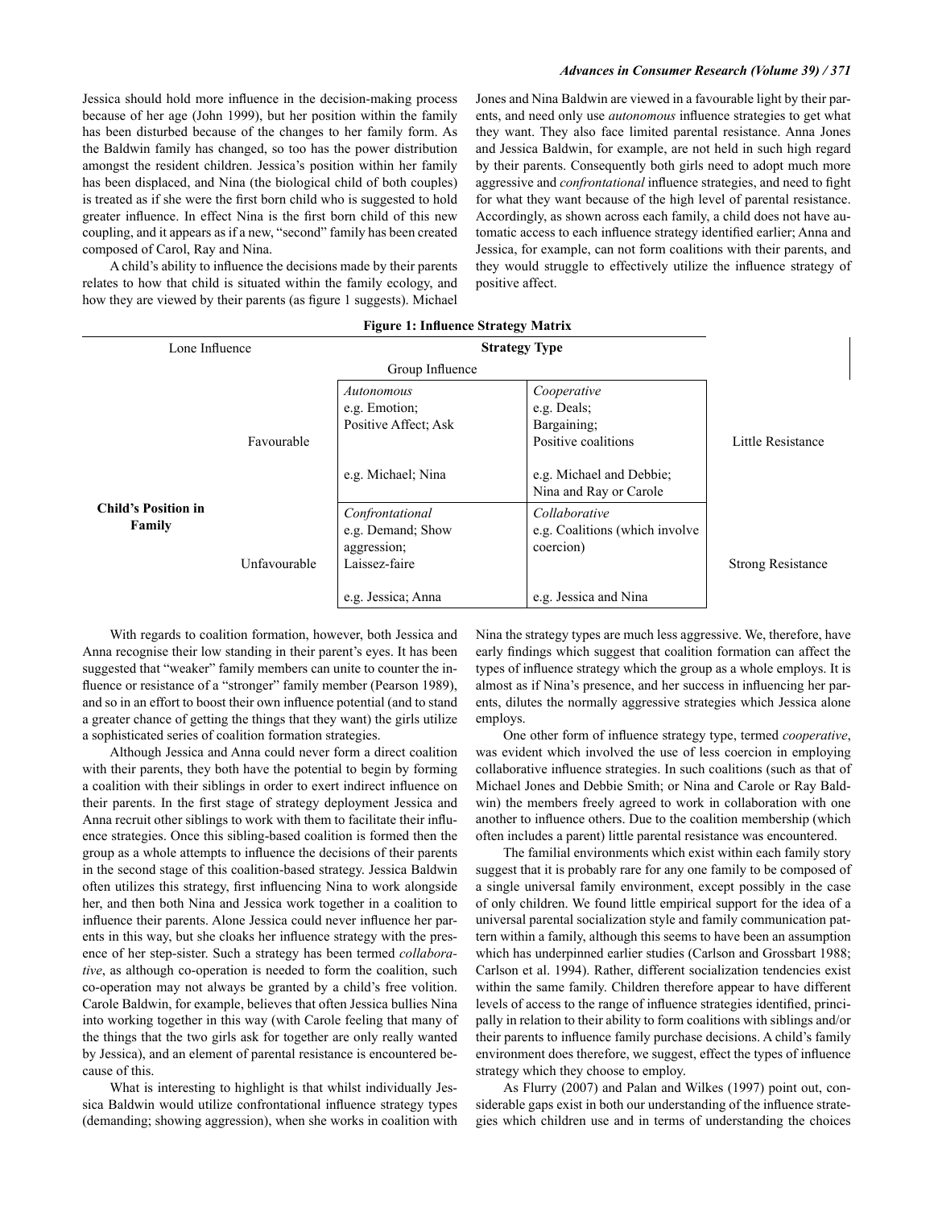Jessica should hold more influence in the decision-making process because of her age (John 1999), but her position within the family has been disturbed because of the changes to her family form. As the Baldwin family has changed, so too has the power distribution amongst the resident children. Jessica's position within her family has been displaced, and Nina (the biological child of both couples) is treated as if she were the first born child who is suggested to hold greater influence. In effect Nina is the first born child of this new coupling, and it appears as if a new, "second" family has been created composed of Carol, Ray and Nina.

A child's ability to influence the decisions made by their parents relates to how that child is situated within the family ecology, and how they are viewed by their parents (as figure 1 suggests). Michael Jones and Nina Baldwin are viewed in a favourable light by their parents, and need only use *autonomous* influence strategies to get what they want. They also face limited parental resistance. Anna Jones and Jessica Baldwin, for example, are not held in such high regard by their parents. Consequently both girls need to adopt much more aggressive and *confrontational* influence strategies, and need to fight for what they want because of the high level of parental resistance. Accordingly, as shown across each family, a child does not have automatic access to each influence strategy identified earlier; Anna and Jessica, for example, can not form coalitions with their parents, and they would struggle to effectively utilize the influence strategy of positive affect.

**Figure 1: Influence Strategy Matrix**

| | | Strategy Type | | |
|---|---|---|---|---|
| | | Lone Influence | Group Influence | |
| **Child's Position in Family** | Favourable | *Autonomous*<br>e.g. Emotion;<br>Positive Affect; Ask<br><br>e.g. Michael; Nina | *Cooperative*<br>e.g. Deals;<br>Bargaining;<br>Positive coalitions<br><br>e.g. Michael and Debbie;<br>Nina and Ray or Carole | Little Resistance |
| | Unfavourable | *Confrontational*<br>e.g. Demand; Show<br>aggression;<br>Laissez-faire<br><br>e.g. Jessica; Anna | *Collaborative*<br>e.g. Coalitions (which involve<br>coercion)<br><br>e.g. Jessica and Nina | Strong Resistance |

With regards to coalition formation, however, both Jessica and Anna recognise their low standing in their parent's eyes. It has been suggested that "weaker" family members can unite to counter the influence or resistance of a "stronger" family member (Pearson 1989), and so in an effort to boost their own influence potential (and to stand a greater chance of getting the things that they want) the girls utilize a sophisticated series of coalition formation strategies.

Although Jessica and Anna could never form a direct coalition with their parents, they both have the potential to begin by forming a coalition with their siblings in order to exert indirect influence on their parents. In the first stage of strategy deployment Jessica and Anna recruit other siblings to work with them to facilitate their influence strategies. Once this sibling-based coalition is formed then the group as a whole attempts to influence the decisions of their parents in the second stage of this coalition-based strategy. Jessica Baldwin often utilizes this strategy, first influencing Nina to work alongside her, and then both Nina and Jessica work together in a coalition to influence their parents. Alone Jessica could never influence her parents in this way, but she cloaks her influence strategy with the presence of her step-sister. Such a strategy has been termed *collaborative*, as although co-operation is needed to form the coalition, such co-operation may not always be granted by a child's free volition. Carole Baldwin, for example, believes that often Jessica bullies Nina into working together in this way (with Carole feeling that many of the things that the two girls ask for together are only really wanted by Jessica), and an element of parental resistance is encountered because of this.

What is interesting to highlight is that whilst individually Jessica Baldwin would utilize confrontational influence strategy types (demanding; showing aggression), when she works in coalition with Nina the strategy types are much less aggressive. We, therefore, have early findings which suggest that coalition formation can affect the types of influence strategy which the group as a whole employs. It is almost as if Nina's presence, and her success in influencing her parents, dilutes the normally aggressive strategies which Jessica alone employs.

One other form of influence strategy type, termed *cooperative*, was evident which involved the use of less coercion in employing collaborative influence strategies. In such coalitions (such as that of Michael Jones and Debbie Smith; or Nina and Carole or Ray Baldwin) the members freely agreed to work in collaboration with one another to influence others. Due to the coalition membership (which often includes a parent) little parental resistance was encountered.

The familial environments which exist within each family story suggest that it is probably rare for any one family to be composed of a single universal family environment, except possibly in the case of only children. We found little empirical support for the idea of a universal parental socialization style and family communication pattern within a family, although this seems to have been an assumption which has underpinned earlier studies (Carlson and Grossbart 1988; Carlson et al. 1994). Rather, different socialization tendencies exist within the same family. Children therefore appear to have different levels of access to the range of influence strategies identified, principally in relation to their ability to form coalitions with siblings and/or their parents to influence family purchase decisions. A child's family environment does therefore, we suggest, effect the types of influence strategy which they choose to employ.

As Flurry (2007) and Palan and Wilkes (1997) point out, considerable gaps exist in both our understanding of the influence strategies which children use and in terms of understanding the choices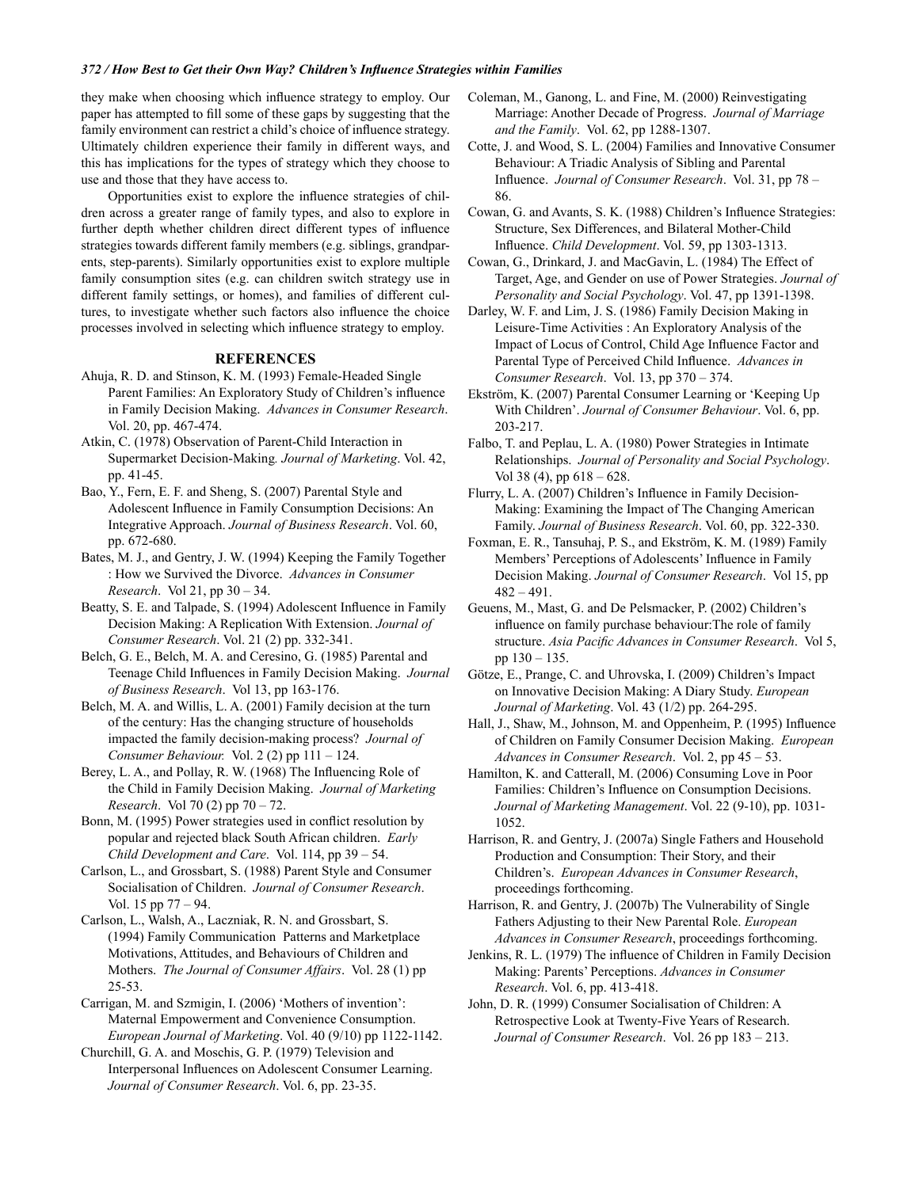they make when choosing which influence strategy to employ. Our paper has attempted to fill some of these gaps by suggesting that the family environment can restrict a child's choice of influence strategy. Ultimately children experience their family in different ways, and this has implications for the types of strategy which they choose to use and those that they have access to.

Opportunities exist to explore the influence strategies of children across a greater range of family types, and also to explore in further depth whether children direct different types of influence strategies towards different family members (e.g. siblings, grandparents, step-parents). Similarly opportunities exist to explore multiple family consumption sites (e.g. can children switch strategy use in different family settings, or homes), and families of different cultures, to investigate whether such factors also influence the choice processes involved in selecting which influence strategy to employ.

## REFERENCES

Ahuja, R. D. and Stinson, K. M. (1993) Female-Headed Single Parent Families: An Exploratory Study of Children's influence in Family Decision Making. *Advances in Consumer Research*. Vol. 20, pp. 467-474.

Atkin, C. (1978) Observation of Parent-Child Interaction in Supermarket Decision-Making*. Journal of Marketing*. Vol. 42, pp. 41-45.

Bao, Y., Fern, E. F. and Sheng, S. (2007) Parental Style and Adolescent Influence in Family Consumption Decisions: An Integrative Approach. *Journal of Business Research*. Vol. 60, pp. 672-680.

Bates, M. J., and Gentry, J. W. (1994) Keeping the Family Together : How we Survived the Divorce. *Advances in Consumer Research*. Vol 21, pp 30 – 34.

Beatty, S. E. and Talpade, S. (1994) Adolescent Influence in Family Decision Making: A Replication With Extension. *Journal of Consumer Research*. Vol. 21 (2) pp. 332-341.

Belch, G. E., Belch, M. A. and Ceresino, G. (1985) Parental and Teenage Child Influences in Family Decision Making. *Journal of Business Research*. Vol 13, pp 163-176.

Belch, M. A. and Willis, L. A. (2001) Family decision at the turn of the century: Has the changing structure of households impacted the family decision-making process? *Journal of Consumer Behaviour.* Vol. 2 (2) pp 111 – 124.

Berey, L. A., and Pollay, R. W. (1968) The Influencing Role of the Child in Family Decision Making. *Journal of Marketing Research*. Vol 70 (2) pp 70 – 72.

Bonn, M. (1995) Power strategies used in conflict resolution by popular and rejected black South African children. *Early Child Development and Care*. Vol. 114, pp 39 – 54.

Carlson, L., and Grossbart, S. (1988) Parent Style and Consumer Socialisation of Children. *Journal of Consumer Research*. Vol. 15 pp 77 – 94.

Carlson, L., Walsh, A., Laczniak, R. N. and Grossbart, S. (1994) Family Communication Patterns and Marketplace Motivations, Attitudes, and Behaviours of Children and Mothers. *The Journal of Consumer Affairs*. Vol. 28 (1) pp 25-53.

Carrigan, M. and Szmigin, I. (2006) 'Mothers of invention': Maternal Empowerment and Convenience Consumption. *European Journal of Marketing*. Vol. 40 (9/10) pp 1122-1142.

Churchill, G. A. and Moschis, G. P. (1979) Television and Interpersonal Influences on Adolescent Consumer Learning. *Journal of Consumer Research*. Vol. 6, pp. 23-35.

Coleman, M., Ganong, L. and Fine, M. (2000) Reinvestigating Marriage: Another Decade of Progress. *Journal of Marriage and the Family*. Vol. 62, pp 1288-1307.

Cotte, J. and Wood, S. L. (2004) Families and Innovative Consumer Behaviour: A Triadic Analysis of Sibling and Parental Influence. *Journal of Consumer Research*. Vol. 31, pp 78 – 86.

Cowan, G. and Avants, S. K. (1988) Children's Influence Strategies: Structure, Sex Differences, and Bilateral Mother-Child Influence. *Child Development*. Vol. 59, pp 1303-1313.

Cowan, G., Drinkard, J. and MacGavin, L. (1984) The Effect of Target, Age, and Gender on use of Power Strategies. *Journal of Personality and Social Psychology*. Vol. 47, pp 1391-1398.

Darley, W. F. and Lim, J. S. (1986) Family Decision Making in Leisure-Time Activities : An Exploratory Analysis of the Impact of Locus of Control, Child Age Influence Factor and Parental Type of Perceived Child Influence. *Advances in Consumer Research*. Vol. 13, pp 370 – 374.

Ekström, K. (2007) Parental Consumer Learning or 'Keeping Up With Children'. *Journal of Consumer Behaviour*. Vol. 6, pp. 203-217.

Falbo, T. and Peplau, L. A. (1980) Power Strategies in Intimate Relationships. *Journal of Personality and Social Psychology*. Vol 38 (4), pp 618 – 628.

Flurry, L. A. (2007) Children's Influence in Family Decision-Making: Examining the Impact of The Changing American Family. *Journal of Business Research*. Vol. 60, pp. 322-330.

Foxman, E. R., Tansuhaj, P. S., and Ekström, K. M. (1989) Family Members' Perceptions of Adolescents' Influence in Family Decision Making. *Journal of Consumer Research*. Vol 15, pp 482 – 491.

Geuens, M., Mast, G. and De Pelsmacker, P. (2002) Children's influence on family purchase behaviour:The role of family structure. *Asia Pacific Advances in Consumer Research*. Vol 5, pp 130 – 135.

Götze, E., Prange, C. and Uhrovska, I. (2009) Children's Impact on Innovative Decision Making: A Diary Study. *European Journal of Marketing*. Vol. 43 (1/2) pp. 264-295.

Hall, J., Shaw, M., Johnson, M. and Oppenheim, P. (1995) Influence of Children on Family Consumer Decision Making. *European Advances in Consumer Research*. Vol. 2, pp 45 – 53.

Hamilton, K. and Catterall, M. (2006) Consuming Love in Poor Families: Children's Influence on Consumption Decisions. *Journal of Marketing Management*. Vol. 22 (9-10), pp. 1031-1052.

Harrison, R. and Gentry, J. (2007a) Single Fathers and Household Production and Consumption: Their Story, and their Children's. *European Advances in Consumer Research*, proceedings forthcoming.

Harrison, R. and Gentry, J. (2007b) The Vulnerability of Single Fathers Adjusting to their New Parental Role. *European Advances in Consumer Research*, proceedings forthcoming.

Jenkins, R. L. (1979) The influence of Children in Family Decision Making: Parents' Perceptions. *Advances in Consumer Research*. Vol. 6, pp. 413-418.

John, D. R. (1999) Consumer Socialisation of Children: A Retrospective Look at Twenty-Five Years of Research. *Journal of Consumer Research*. Vol. 26 pp 183 – 213.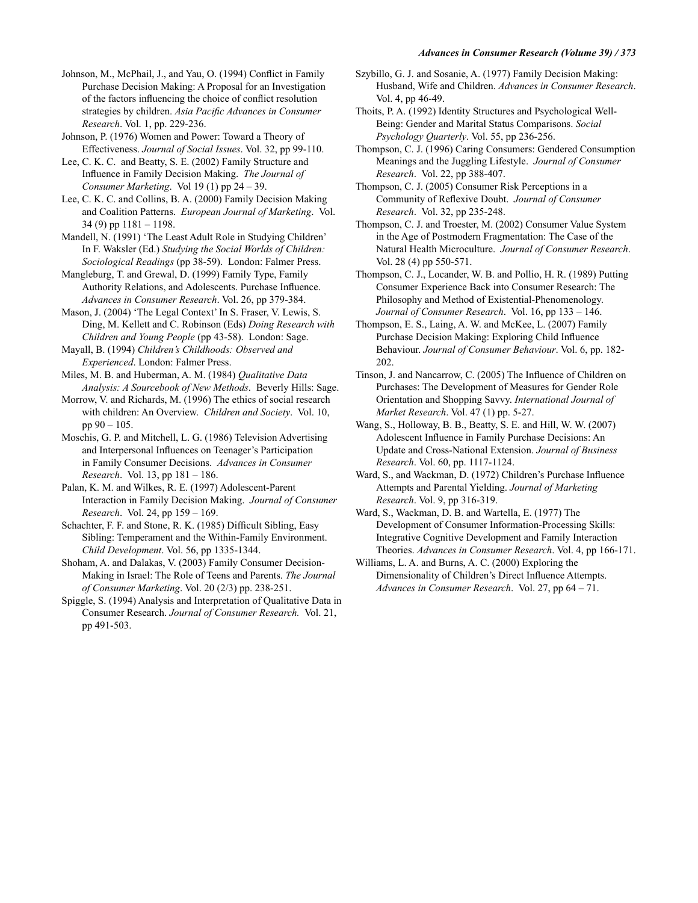Johnson, M., McPhail, J., and Yau, O. (1994) Conflict in Family Purchase Decision Making: A Proposal for an Investigation of the factors influencing the choice of conflict resolution strategies by children. *Asia Pacific Advances in Consumer Research*. Vol. 1, pp. 229-236.

Johnson, P. (1976) Women and Power: Toward a Theory of Effectiveness. *Journal of Social Issues*. Vol. 32, pp 99-110.

Lee, C. K. C. and Beatty, S. E. (2002) Family Structure and Influence in Family Decision Making. *The Journal of Consumer Marketing*. Vol 19 (1) pp 24 – 39.

Lee, C. K. C. and Collins, B. A. (2000) Family Decision Making and Coalition Patterns. *European Journal of Marketing*. Vol. 34 (9) pp 1181 – 1198.

Mandell, N. (1991) 'The Least Adult Role in Studying Children' In F. Waksler (Ed.) *Studying the Social Worlds of Children: Sociological Readings* (pp 38-59). London: Falmer Press.

Mangleburg, T. and Grewal, D. (1999) Family Type, Family Authority Relations, and Adolescents. Purchase Influence. *Advances in Consumer Research*. Vol. 26, pp 379-384.

Mason, J. (2004) 'The Legal Context' In S. Fraser, V. Lewis, S. Ding, M. Kellett and C. Robinson (Eds) *Doing Research with Children and Young People* (pp 43-58). London: Sage.

Mayall, B. (1994) *Children's Childhoods: Observed and Experienced*. London: Falmer Press.

Miles, M. B. and Huberman, A. M. (1984) *Qualitative Data Analysis: A Sourcebook of New Methods*. Beverly Hills: Sage.

Morrow, V. and Richards, M. (1996) The ethics of social research with children: An Overview. *Children and Society*. Vol. 10, pp 90 – 105.

Moschis, G. P. and Mitchell, L. G. (1986) Television Advertising and Interpersonal Influences on Teenager's Participation in Family Consumer Decisions. *Advances in Consumer Research*. Vol. 13, pp 181 – 186.

Palan, K. M. and Wilkes, R. E. (1997) Adolescent-Parent Interaction in Family Decision Making. *Journal of Consumer Research*. Vol. 24, pp 159 – 169.

Schachter, F. F. and Stone, R. K. (1985) Difficult Sibling, Easy Sibling: Temperament and the Within-Family Environment. *Child Development*. Vol. 56, pp 1335-1344.

Shoham, A. and Dalakas, V. (2003) Family Consumer Decision-Making in Israel: The Role of Teens and Parents. *The Journal of Consumer Marketing*. Vol. 20 (2/3) pp. 238-251.

Spiggle, S. (1994) Analysis and Interpretation of Qualitative Data in Consumer Research. *Journal of Consumer Research.* Vol. 21, pp 491-503.

Szybillo, G. J. and Sosanie, A. (1977) Family Decision Making: Husband, Wife and Children. *Advances in Consumer Research*. Vol. 4, pp 46-49.

Thoits, P. A. (1992) Identity Structures and Psychological Well-Being: Gender and Marital Status Comparisons. *Social Psychology Quarterly*. Vol. 55, pp 236-256.

Thompson, C. J. (1996) Caring Consumers: Gendered Consumption Meanings and the Juggling Lifestyle. *Journal of Consumer Research*. Vol. 22, pp 388-407.

Thompson, C. J. (2005) Consumer Risk Perceptions in a Community of Reflexive Doubt. *Journal of Consumer Research*. Vol. 32, pp 235-248.

Thompson, C. J. and Troester, M. (2002) Consumer Value System in the Age of Postmodern Fragmentation: The Case of the Natural Health Microculture. *Journal of Consumer Research*. Vol. 28 (4) pp 550-571.

Thompson, C. J., Locander, W. B. and Pollio, H. R. (1989) Putting Consumer Experience Back into Consumer Research: The Philosophy and Method of Existential-Phenomenology. *Journal of Consumer Research*. Vol. 16, pp 133 – 146.

Thompson, E. S., Laing, A. W. and McKee, L. (2007) Family Purchase Decision Making: Exploring Child Influence Behaviour. *Journal of Consumer Behaviour*. Vol. 6, pp. 182-202.

Tinson, J. and Nancarrow, C. (2005) The Influence of Children on Purchases: The Development of Measures for Gender Role Orientation and Shopping Savvy. *International Journal of Market Research*. Vol. 47 (1) pp. 5-27.

Wang, S., Holloway, B. B., Beatty, S. E. and Hill, W. W. (2007) Adolescent Influence in Family Purchase Decisions: An Update and Cross-National Extension. *Journal of Business Research*. Vol. 60, pp. 1117-1124.

Ward, S., and Wackman, D. (1972) Children's Purchase Influence Attempts and Parental Yielding. *Journal of Marketing Research*. Vol. 9, pp 316-319.

Ward, S., Wackman, D. B. and Wartella, E. (1977) The Development of Consumer Information-Processing Skills: Integrative Cognitive Development and Family Interaction Theories. *Advances in Consumer Research*. Vol. 4, pp 166-171.

Williams, L. A. and Burns, A. C. (2000) Exploring the Dimensionality of Children's Direct Influence Attempts. *Advances in Consumer Research*. Vol. 27, pp 64 – 71.